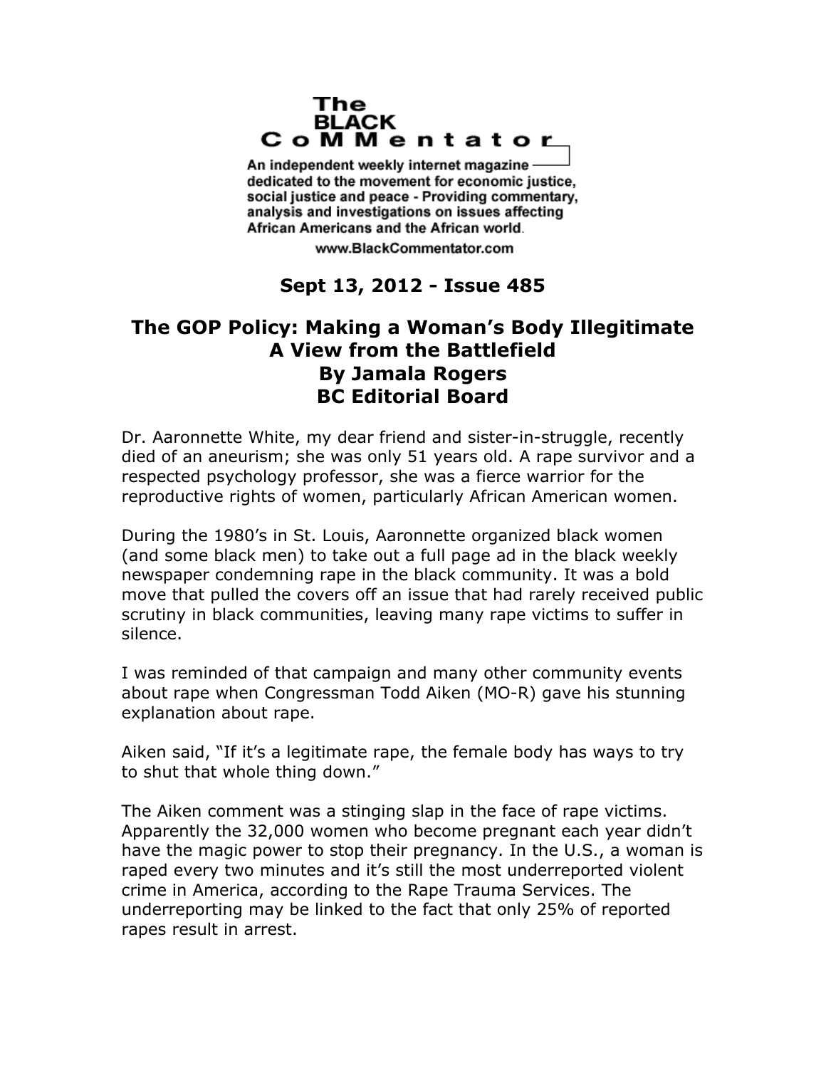**The BLACK CoMMentator**

An independent weekly internet magazine dedicated to the movement for economic justice, social justice and peace - Providing commentary, analysis and investigations on issues affecting African Americans and the African world.

www.BlackCommentator.com

**Sept 13, 2012 - Issue 485**

# The GOP Policy: Making a Woman's Body Illegitimate
## A View from the Battlefield
### By Jamala Rogers
### BC Editorial Board

Dr. Aaronnette White, my dear friend and sister-in-struggle, recently died of an aneurism; she was only 51 years old. A rape survivor and a respected psychology professor, she was a fierce warrior for the reproductive rights of women, particularly African American women.

During the 1980's in St. Louis, Aaronnette organized black women (and some black men) to take out a full page ad in the black weekly newspaper condemning rape in the black community. It was a bold move that pulled the covers off an issue that had rarely received public scrutiny in black communities, leaving many rape victims to suffer in silence.

I was reminded of that campaign and many other community events about rape when Congressman Todd Aiken (MO-R) gave his stunning explanation about rape.

Aiken said, "If it's a legitimate rape, the female body has ways to try to shut that whole thing down."

The Aiken comment was a stinging slap in the face of rape victims. Apparently the 32,000 women who become pregnant each year didn't have the magic power to stop their pregnancy. In the U.S., a woman is raped every two minutes and it's still the most underreported violent crime in America, according to the Rape Trauma Services. The underreporting may be linked to the fact that only 25% of reported rapes result in arrest.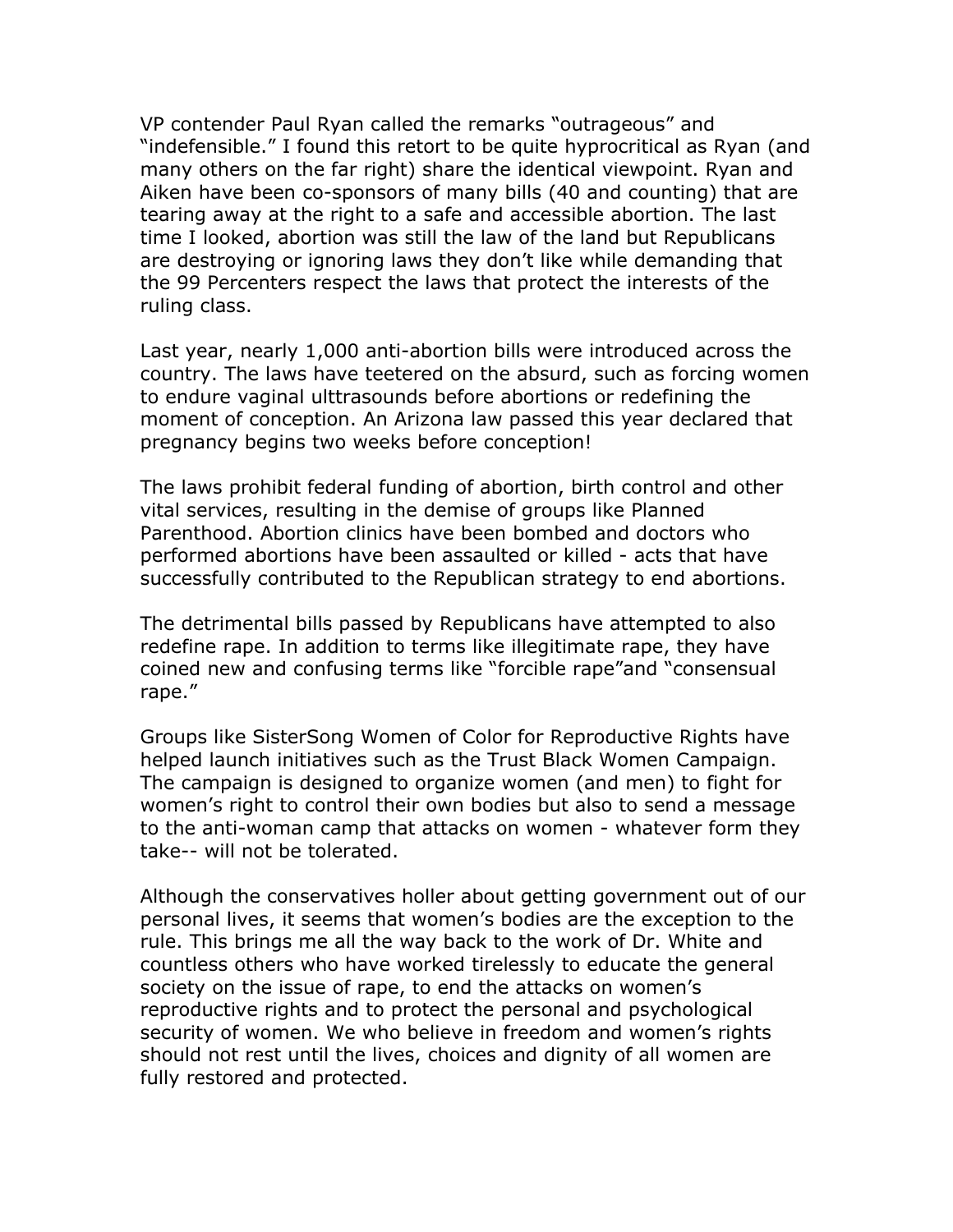VP contender Paul Ryan called the remarks "outrageous" and "indefensible." I found this retort to be quite hyprocritical as Ryan (and many others on the far right) share the identical viewpoint. Ryan and Aiken have been co-sponsors of many bills (40 and counting) that are tearing away at the right to a safe and accessible abortion. The last time I looked, abortion was still the law of the land but Republicans are destroying or ignoring laws they don't like while demanding that the 99 Percenters respect the laws that protect the interests of the ruling class.

Last year, nearly 1,000 anti-abortion bills were introduced across the country. The laws have teetered on the absurd, such as forcing women to endure vaginal ulttrasounds before abortions or redefining the moment of conception. An Arizona law passed this year declared that pregnancy begins two weeks before conception!

The laws prohibit federal funding of abortion, birth control and other vital services, resulting in the demise of groups like Planned Parenthood. Abortion clinics have been bombed and doctors who performed abortions have been assaulted or killed - acts that have successfully contributed to the Republican strategy to end abortions.

The detrimental bills passed by Republicans have attempted to also redefine rape. In addition to terms like illegitimate rape, they have coined new and confusing terms like "forcible rape"and "consensual rape."

Groups like SisterSong Women of Color for Reproductive Rights have helped launch initiatives such as the Trust Black Women Campaign. The campaign is designed to organize women (and men) to fight for women's right to control their own bodies but also to send a message to the anti-woman camp that attacks on women - whatever form they take-- will not be tolerated.

Although the conservatives holler about getting government out of our personal lives, it seems that women's bodies are the exception to the rule. This brings me all the way back to the work of Dr. White and countless others who have worked tirelessly to educate the general society on the issue of rape, to end the attacks on women's reproductive rights and to protect the personal and psychological security of women. We who believe in freedom and women's rights should not rest until the lives, choices and dignity of all women are fully restored and protected.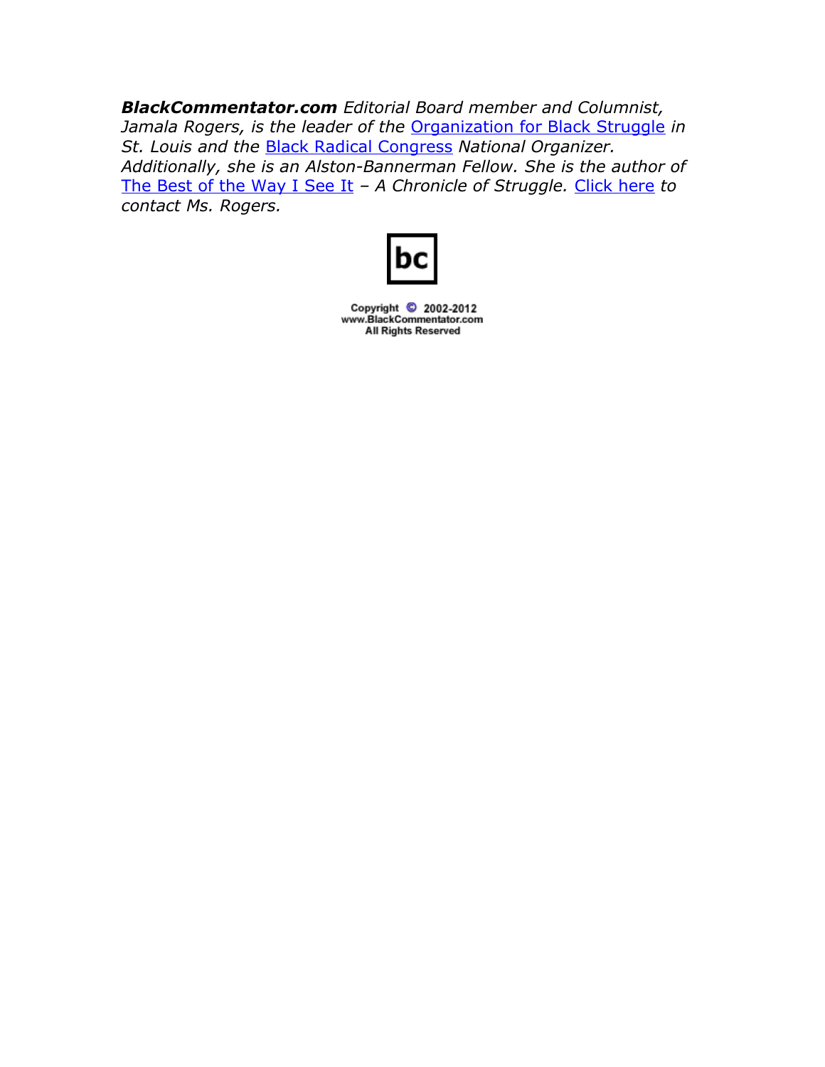***BlackCommentator.com** Editorial Board member and Columnist, Jamala Rogers, is the leader of the Organization for Black Struggle in St. Louis and the Black Radical Congress National Organizer. Additionally, she is an Alston-Bannerman Fellow. She is the author of The Best of the Way I See It – A Chronicle of Struggle. Click here to contact Ms. Rogers.*

bc

Copyright © 2002-2012
www.BlackCommentator.com
All Rights Reserved